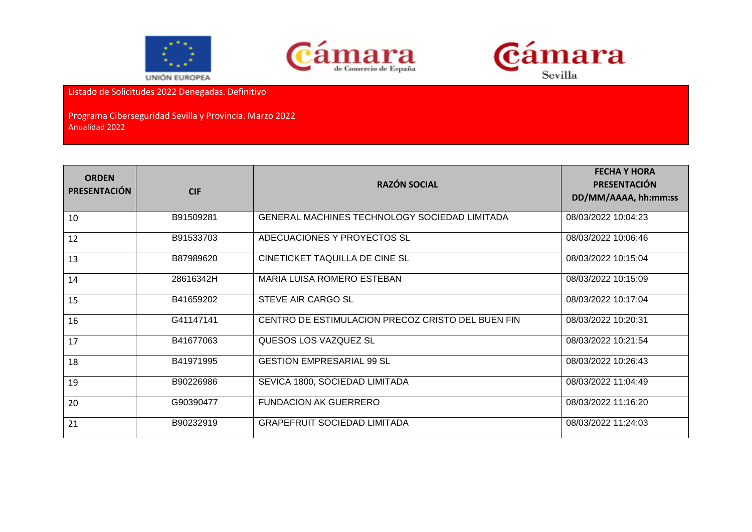Listado de Solicitudes 2022 Denegadas. Definitivo

Programa Ciberseguridad Sevilla y Provincia. Marzo 2022
Anualidad 2022

| ORDEN PRESENTACIÓN | CIF | RAZÓN SOCIAL | FECHA Y HORA PRESENTACIÓN DD/MM/AAAA, hh:mm:ss |
|---|---|---|---|
| 10 | B91509281 | GENERAL MACHINES TECHNOLOGY SOCIEDAD LIMITADA | 08/03/2022 10:04:23 |
| 12 | B91533703 | ADECUACIONES Y PROYECTOS SL | 08/03/2022 10:06:46 |
| 13 | B87989620 | CINETICKET TAQUILLA DE CINE SL | 08/03/2022 10:15:04 |
| 14 | 28616342H | MARIA LUISA ROMERO ESTEBAN | 08/03/2022 10:15:09 |
| 15 | B41659202 | STEVE AIR CARGO SL | 08/03/2022 10:17:04 |
| 16 | G41147141 | CENTRO DE ESTIMULACION PRECOZ CRISTO DEL BUEN FIN | 08/03/2022 10:20:31 |
| 17 | B41677063 | QUESOS LOS VAZQUEZ SL | 08/03/2022 10:21:54 |
| 18 | B41971995 | GESTION EMPRESARIAL 99 SL | 08/03/2022 10:26:43 |
| 19 | B90226986 | SEVICA 1800, SOCIEDAD LIMITADA | 08/03/2022 11:04:49 |
| 20 | G90390477 | FUNDACION AK GUERRERO | 08/03/2022 11:16:20 |
| 21 | B90232919 | GRAPEFRUIT SOCIEDAD LIMITADA | 08/03/2022 11:24:03 |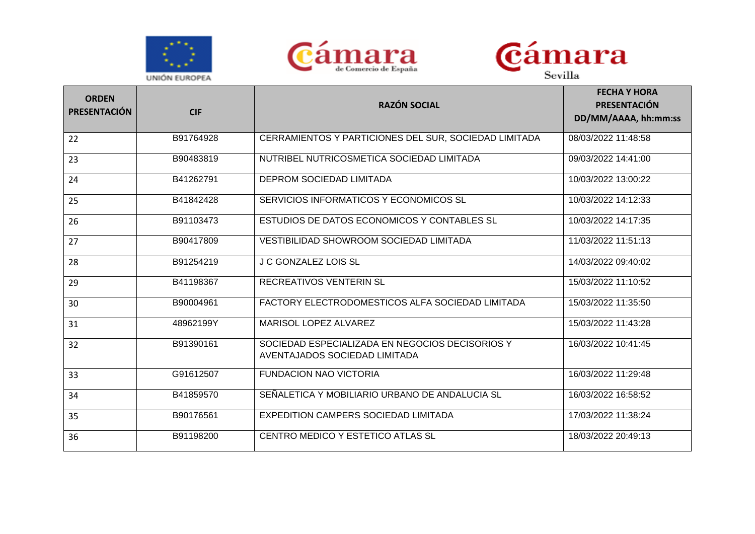| ORDEN PRESENTACIÓN | CIF | RAZÓN SOCIAL | FECHA Y HORA PRESENTACIÓN DD/MM/AAAA, hh:mm:ss |
|---|---|---|---|
| 22 | B91764928 | CERRAMIENTOS Y PARTICIONES DEL SUR, SOCIEDAD LIMITADA | 08/03/2022 11:48:58 |
| 23 | B90483819 | NUTRIBEL NUTRICOSMETICA SOCIEDAD LIMITADA | 09/03/2022 14:41:00 |
| 24 | B41262791 | DEPROM SOCIEDAD LIMITADA | 10/03/2022 13:00:22 |
| 25 | B41842428 | SERVICIOS INFORMATICOS Y ECONOMICOS SL | 10/03/2022 14:12:33 |
| 26 | B91103473 | ESTUDIOS DE DATOS ECONOMICOS Y CONTABLES SL | 10/03/2022 14:17:35 |
| 27 | B90417809 | VESTIBILIDAD SHOWROOM SOCIEDAD LIMITADA | 11/03/2022 11:51:13 |
| 28 | B91254219 | J C GONZALEZ LOIS SL | 14/03/2022 09:40:02 |
| 29 | B41198367 | RECREATIVOS VENTERIN SL | 15/03/2022 11:10:52 |
| 30 | B90004961 | FACTORY ELECTRODOMESTICOS ALFA SOCIEDAD LIMITADA | 15/03/2022 11:35:50 |
| 31 | 48962199Y | MARISOL LOPEZ ALVAREZ | 15/03/2022 11:43:28 |
| 32 | B91390161 | SOCIEDAD ESPECIALIZADA EN NEGOCIOS DECISORIOS Y AVENTAJADOS SOCIEDAD LIMITADA | 16/03/2022 10:41:45 |
| 33 | G91612507 | FUNDACION NAO VICTORIA | 16/03/2022 11:29:48 |
| 34 | B41859570 | SEÑALETICA Y MOBILIARIO URBANO DE ANDALUCIA SL | 16/03/2022 16:58:52 |
| 35 | B90176561 | EXPEDITION CAMPERS SOCIEDAD LIMITADA | 17/03/2022 11:38:24 |
| 36 | B91198200 | CENTRO MEDICO Y ESTETICO ATLAS SL | 18/03/2022 20:49:13 |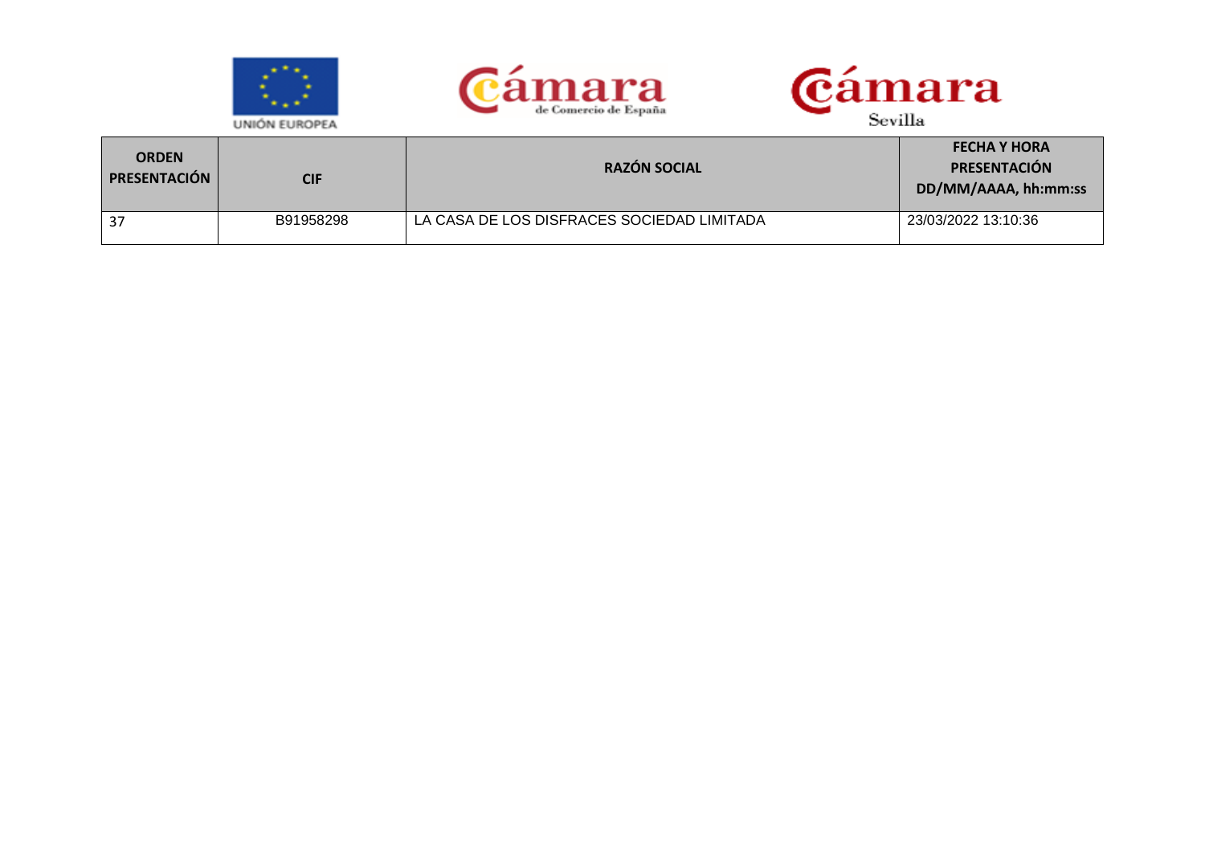| ORDEN PRESENTACIÓN | CIF | RAZÓN SOCIAL | FECHA Y HORA PRESENTACIÓN DD/MM/AAAA, hh:mm:ss |
| --- | --- | --- | --- |
| 37 | B91958298 | LA CASA DE LOS DISFRACES SOCIEDAD LIMITADA | 23/03/2022 13:10:36 |